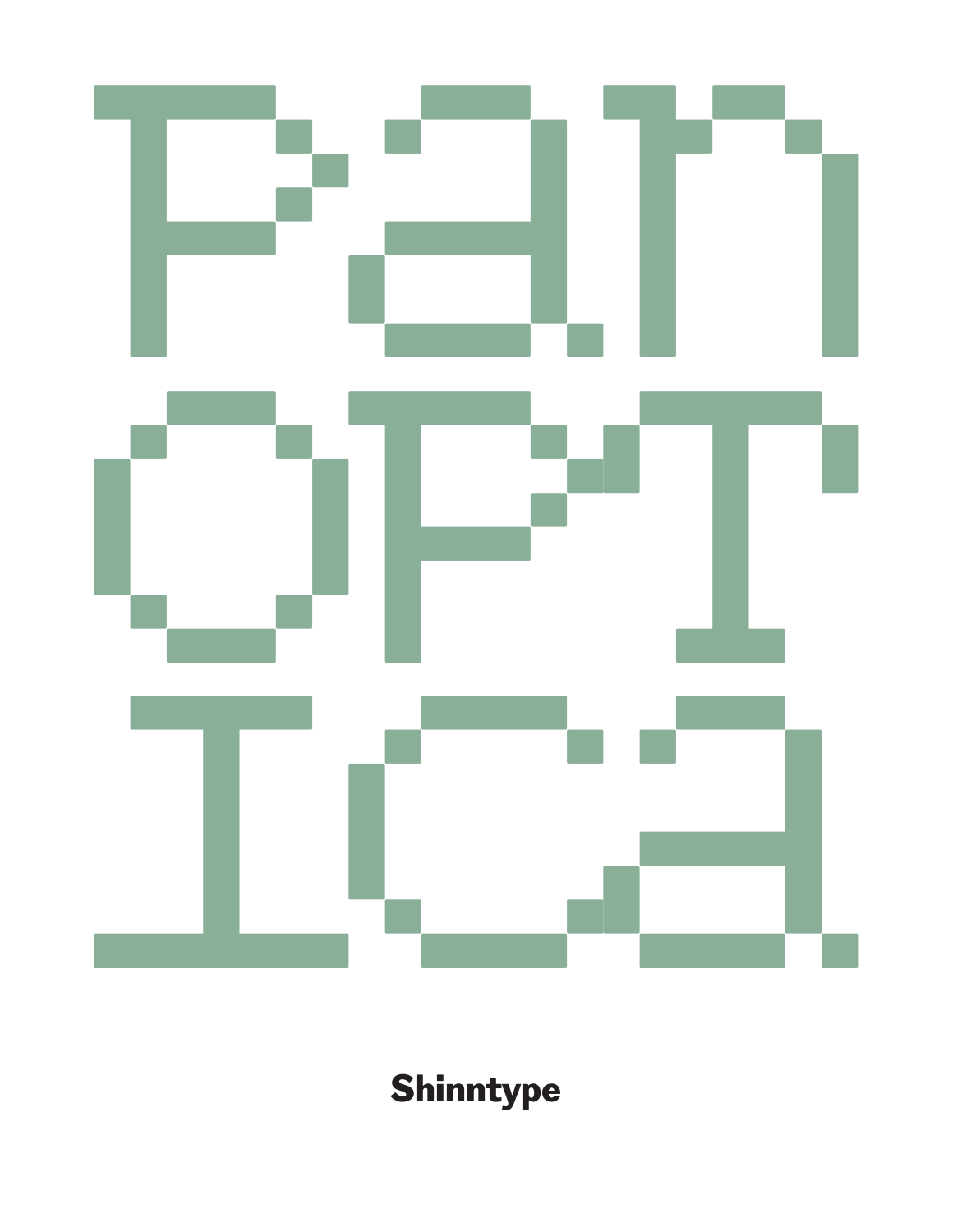# PANOPTICA

**Shinntype**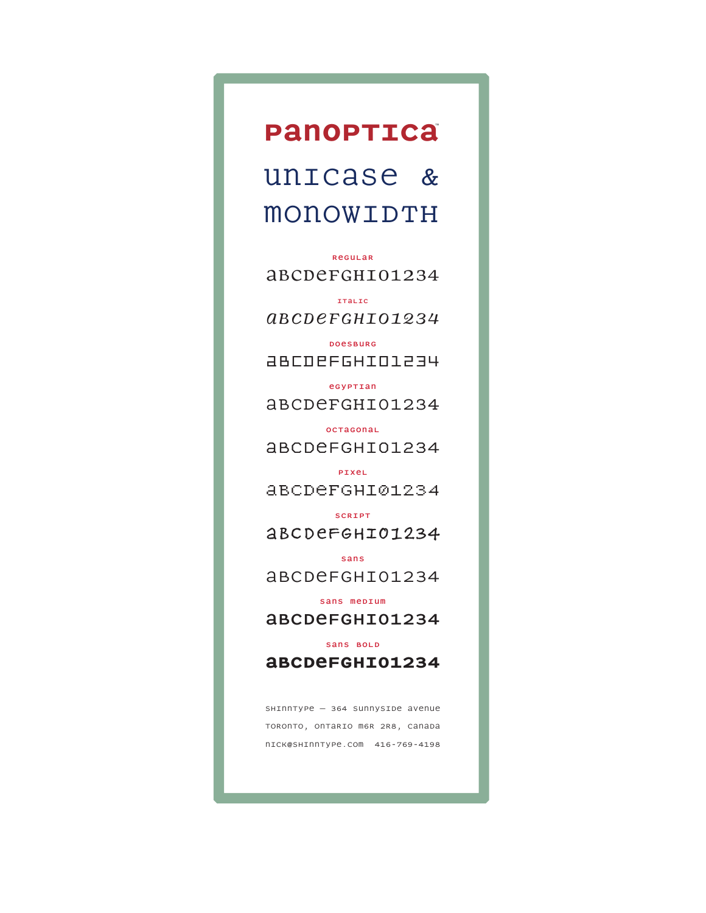# panoptica™

## unicase & monowidth

regular

abcdefghi01234

italic

*abcdefghi01234*

doesburg

abcdefghi01234

egyptian

abcdefghi01234

octagonal

abcdefghi01234

pixel

abcdefghi01234

script

abcdefghi01234

sans

abcdefghi01234

sans medium

abcdefghi01234

sans bold

**abcdefghi01234**

shinntype — 364 sunnyside avenue

toronto, ontario m6r 2r8, canada

nick@shinntype.com 416-769-4198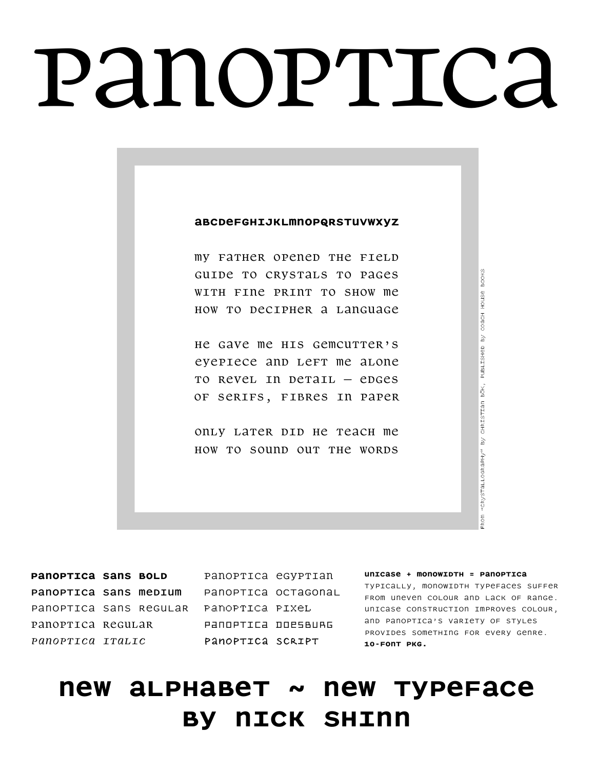# panoptica

**abcdefghijklmnopqrstuvwxyz**

my father opened the field
guide to crystals to pages
with fine print to show me
how to decipher a language

he gave me his gemcutter's
eyepiece and left me alone
to revel in detail — edges
of serifs, fibres in paper

only later did he teach me
how to sound out the words

from "crystallography" by christian bök, published by coach house books

**panoptica sans bold**
**panoptica sans medium**
panoptica sans regular
panoptica regular
*panoptica italic*
panoptica egyptian
panoptica octagonal
panoptica pixel
panoptica doesburg
panoptica script

**unicase + monowidth = panoptica**
typically, monowidth typefaces suffer from uneven colour and lack of range. unicase construction improves colour, and panoptica's variety of styles provides something for every genre.
**10-font pkg.**

## new alphabet ~ new typeface
## by nick shinn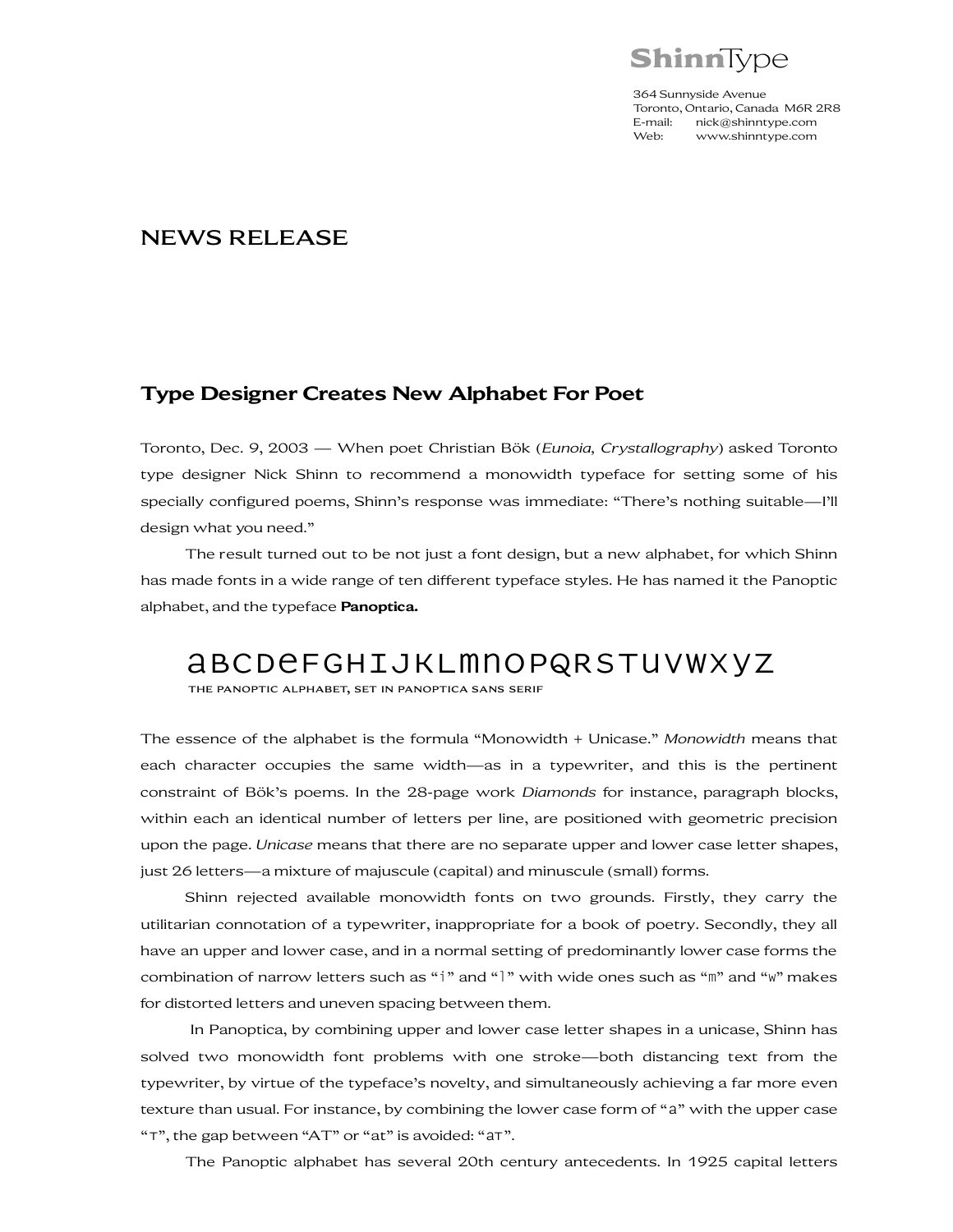**ShinnType**

364 Sunnyside Avenue
Toronto, Ontario, Canada M6R 2R8
E-mail: nick@shinntype.com
Web: www.shinntype.com

# NEWS RELEASE

## Type Designer Creates New Alphabet For Poet

Toronto, Dec. 9, 2003 — When poet Christian Bök (*Eunoia*, *Crystallography*) asked Toronto type designer Nick Shinn to recommend a monowidth typeface for setting some of his specially configured poems, Shinn's response was immediate: "There's nothing suitable—I'll design what you need."

The result turned out to be not just a font design, but a new alphabet, for which Shinn has made fonts in a wide range of ten different typeface styles. He has named it the Panoptic alphabet, and the typeface **Panoptica.**

aBCDeFGHIJKLmnoPQRSTUVWXYZ

THE PANOPTIC ALPHABET, SET IN PANOPTICA SANS SERIF

The essence of the alphabet is the formula "Monowidth + Unicase." *Monowidth* means that each character occupies the same width—as in a typewriter, and this is the pertinent constraint of Bök's poems. In the 28-page work *Diamonds* for instance, paragraph blocks, within each an identical number of letters per line, are positioned with geometric precision upon the page. *Unicase* means that there are no separate upper and lower case letter shapes, just 26 letters—a mixture of majuscule (capital) and minuscule (small) forms.

Shinn rejected available monowidth fonts on two grounds. Firstly, they carry the utilitarian connotation of a typewriter, inappropriate for a book of poetry. Secondly, they all have an upper and lower case, and in a normal setting of predominantly lower case forms the combination of narrow letters such as "i" and "l" with wide ones such as "m" and "w" makes for distorted letters and uneven spacing between them.

In Panoptica, by combining upper and lower case letter shapes in a unicase, Shinn has solved two monowidth font problems with one stroke—both distancing text from the typewriter, by virtue of the typeface's novelty, and simultaneously achieving a far more even texture than usual. For instance, by combining the lower case form of "a" with the upper case "T", the gap between "AT" or "at" is avoided: "aT".

The Panoptic alphabet has several 20th century antecedents. In 1925 capital letters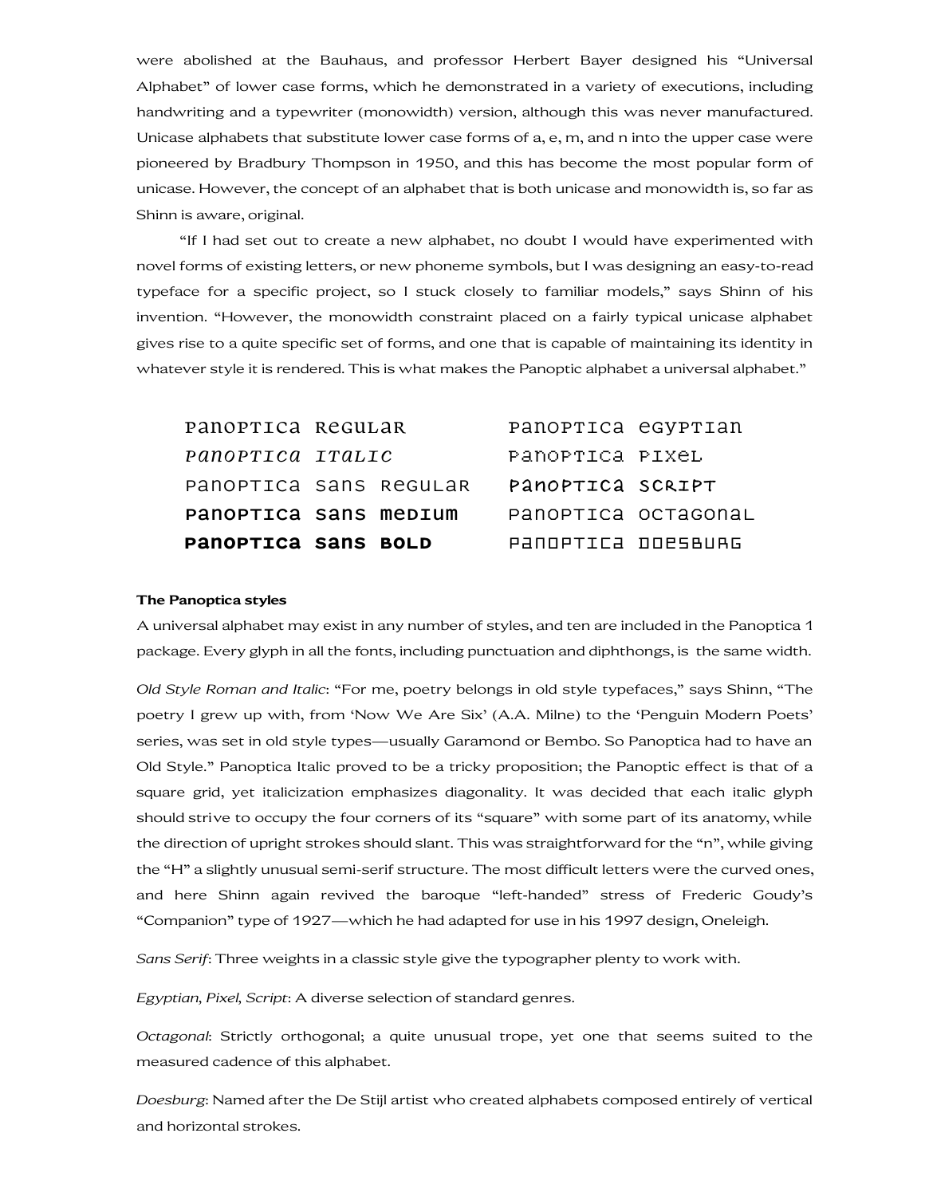were abolished at the Bauhaus, and professor Herbert Bayer designed his "Universal Alphabet" of lower case forms, which he demonstrated in a variety of executions, including handwriting and a typewriter (monowidth) version, although this was never manufactured. Unicase alphabets that substitute lower case forms of a, e, m, and n into the upper case were pioneered by Bradbury Thompson in 1950, and this has become the most popular form of unicase. However, the concept of an alphabet that is both unicase and monowidth is, so far as Shinn is aware, original.

"If I had set out to create a new alphabet, no doubt I would have experimented with novel forms of existing letters, or new phoneme symbols, but I was designing an easy-to-read typeface for a specific project, so I stuck closely to familiar models," says Shinn of his invention. "However, the monowidth constraint placed on a fairly typical unicase alphabet gives rise to a quite specific set of forms, and one that is capable of maintaining its identity in whatever style it is rendered. This is what makes the Panoptic alphabet a universal alphabet."

| | |
|---|---|
| Panoptica Regular | Panoptica Egyptian |
| *Panoptica Italic* | Panoptica Pixel |
| Panoptica Sans Regular | **Panoptica Script** |
| **Panoptica Sans Medium** | Panoptica Octagonal |
| **Panoptica Sans Bold** | Panoptica Doesburg |

**The Panoptica styles**

A universal alphabet may exist in any number of styles, and ten are included in the Panoptica 1 package. Every glyph in all the fonts, including punctuation and diphthongs, is the same width.

*Old Style Roman and Italic*: "For me, poetry belongs in old style typefaces," says Shinn, "The poetry I grew up with, from 'Now We Are Six' (A.A. Milne) to the 'Penguin Modern Poets' series, was set in old style types—usually Garamond or Bembo. So Panoptica had to have an Old Style." Panoptica Italic proved to be a tricky proposition; the Panoptic effect is that of a square grid, yet italicization emphasizes diagonality. It was decided that each italic glyph should strive to occupy the four corners of its "square" with some part of its anatomy, while the direction of upright strokes should slant. This was straightforward for the "n", while giving the "H" a slightly unusual semi-serif structure. The most difficult letters were the curved ones, and here Shinn again revived the baroque "left-handed" stress of Frederic Goudy's "Companion" type of 1927—which he had adapted for use in his 1997 design, Oneleigh.

*Sans Serif*: Three weights in a classic style give the typographer plenty to work with.

*Egyptian, Pixel, Script*: A diverse selection of standard genres.

*Octagonal*: Strictly orthogonal; a quite unusual trope, yet one that seems suited to the measured cadence of this alphabet.

*Doesburg*: Named after the De Stijl artist who created alphabets composed entirely of vertical and horizontal strokes.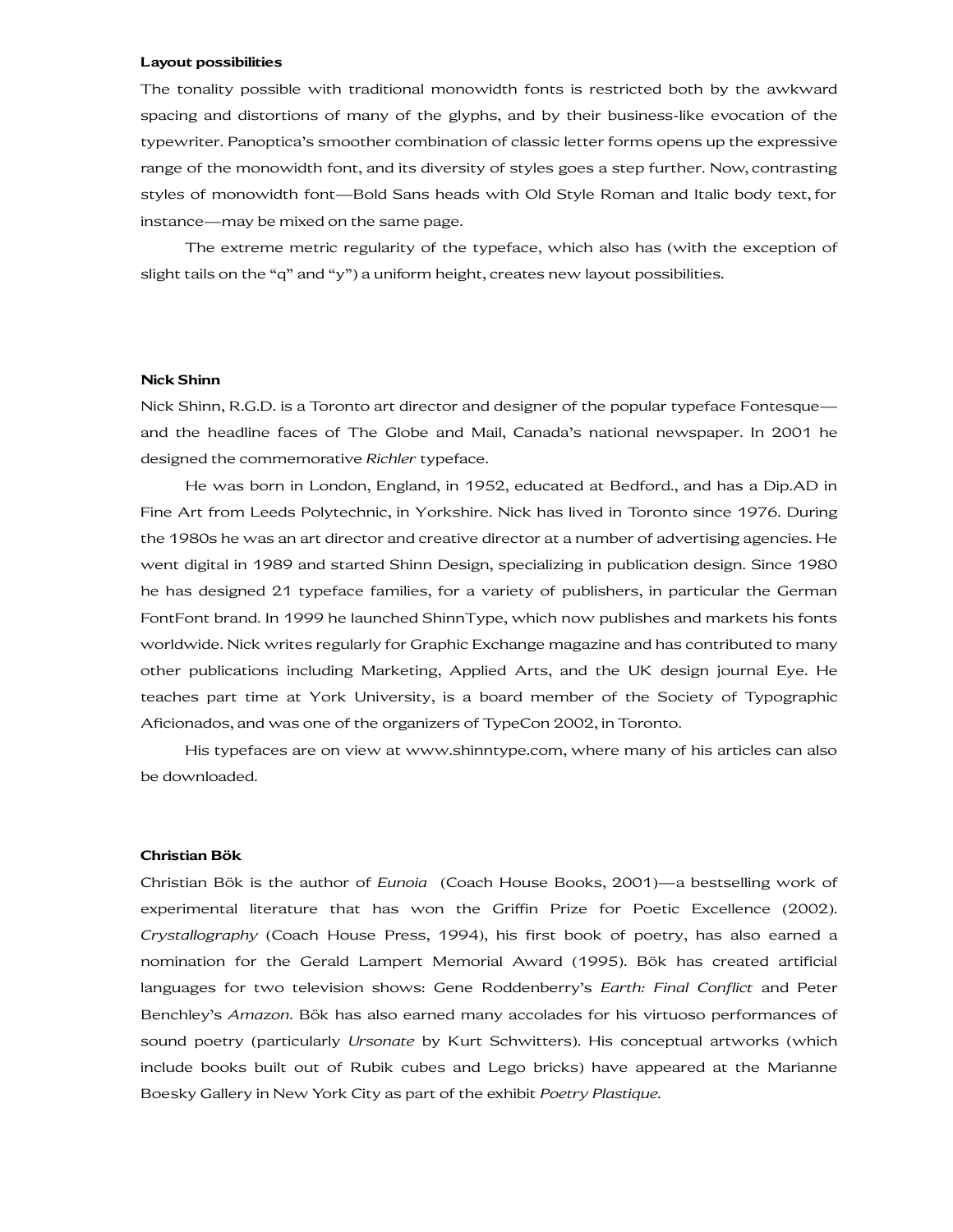**Layout possibilities**

The tonality possible with traditional monowidth fonts is restricted both by the awkward spacing and distortions of many of the glyphs, and by their business-like evocation of the typewriter. Panoptica's smoother combination of classic letter forms opens up the expressive range of the monowidth font, and its diversity of styles goes a step further. Now, contrasting styles of monowidth font—Bold Sans heads with Old Style Roman and Italic body text, for instance—may be mixed on the same page.

The extreme metric regularity of the typeface, which also has (with the exception of slight tails on the "q" and "y") a uniform height, creates new layout possibilities.

**Nick Shinn**

Nick Shinn, R.G.D. is a Toronto art director and designer of the popular typeface Fontesque—and the headline faces of The Globe and Mail, Canada's national newspaper. In 2001 he designed the commemorative *Richler* typeface.

He was born in London, England, in 1952, educated at Bedford., and has a Dip.AD in Fine Art from Leeds Polytechnic, in Yorkshire. Nick has lived in Toronto since 1976. During the 1980s he was an art director and creative director at a number of advertising agencies. He went digital in 1989 and started Shinn Design, specializing in publication design. Since 1980 he has designed 21 typeface families, for a variety of publishers, in particular the German FontFont brand. In 1999 he launched ShinnType, which now publishes and markets his fonts worldwide. Nick writes regularly for Graphic Exchange magazine and has contributed to many other publications including Marketing, Applied Arts, and the UK design journal Eye. He teaches part time at York University, is a board member of the Society of Typographic Aficionados, and was one of the organizers of TypeCon 2002, in Toronto.

His typefaces are on view at www.shinntype.com, where many of his articles can also be downloaded.

**Christian Bök**

Christian Bök is the author of *Eunoia* (Coach House Books, 2001)—a bestselling work of experimental literature that has won the Griffin Prize for Poetic Excellence (2002). *Crystallography* (Coach House Press, 1994), his first book of poetry, has also earned a nomination for the Gerald Lampert Memorial Award (1995). Bök has created artificial languages for two television shows: Gene Roddenberry's *Earth: Final Conflict* and Peter Benchley's *Amazon*. Bök has also earned many accolades for his virtuoso performances of sound poetry (particularly *Ursonate* by Kurt Schwitters). His conceptual artworks (which include books built out of Rubik cubes and Lego bricks) have appeared at the Marianne Boesky Gallery in New York City as part of the exhibit *Poetry Plastique*.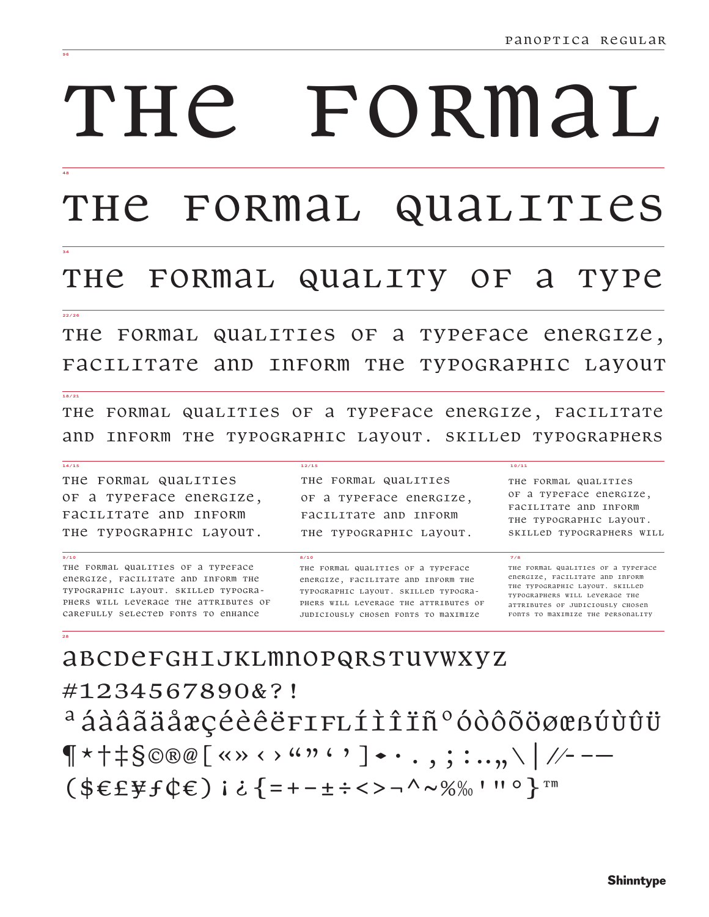PANOPTICA REGULAR

96

# THE FORMAL

48

## THE FORMAL QUALITIES

34

## THE FORMAL QUALITY OF A TYPE

22/26

THE FORMAL QUALITIES OF A TYPEFACE ENERGIZE, FACILITATE AND INFORM THE TYPOGRAPHIC LAYOUT

18/21

THE FORMAL QUALITIES OF A TYPEFACE ENERGIZE, FACILITATE AND INFORM THE TYPOGRAPHIC LAYOUT. SKILLED TYPOGRAPHERS

14/15

THE FORMAL QUALITIES OF A TYPEFACE ENERGIZE, FACILITATE AND INFORM THE TYPOGRAPHIC LAYOUT.

12/15

THE FORMAL QUALITIES OF A TYPEFACE ENERGIZE, FACILITATE AND INFORM THE TYPOGRAPHIC LAYOUT.

10/11

THE FORMAL QUALITIES OF A TYPEFACE ENERGIZE, FACILITATE AND INFORM THE TYPOGRAPHIC LAYOUT. SKILLED TYPOGRAPHERS WILL

9/10

THE FORMAL QUALITIES OF A TYPEFACE ENERGIZE, FACILITATE AND INFORM THE TYPOGRAPHIC LAYOUT. SKILLED TYPOGRAPHERS WILL LEVERAGE THE ATTRIBUTES OF CAREFULLY SELECTED FONTS TO ENHANCE

8/10

THE FORMAL QUALITIES OF A TYPEFACE ENERGIZE, FACILITATE AND INFORM THE TYPOGRAPHIC LAYOUT. SKILLED TYPOGRAPHERS WILL LEVERAGE THE ATTRIBUTES OF JUDICIOUSLY CHOSEN FONTS TO MAXIMIZE

7/8

THE FORMAL QUALITIES OF A TYPEFACE ENERGIZE, FACILITATE AND INFORM THE TYPOGRAPHIC LAYOUT. SKILLED TYPOGRAPHERS WILL LEVERAGE THE ATTRIBUTES OF JUDICIOUSLY CHOSEN FONTS TO MAXIMIZE THE PERSONALITY

28

ABCDEFGHIJKLMNOPQRSTUVWXYZ

#1234567890&?!

ª áàâãäåæçéèêëﬁﬂíìîïñº óòôõöøœßúùûü

¶ *†‡§©®@[«»‹›“”‘’]•·.,;:…„\|//-–—

($€£¥ƒ¢€) ¡¿{=+−±÷<>¬^~%‰'"°}™

Shinntype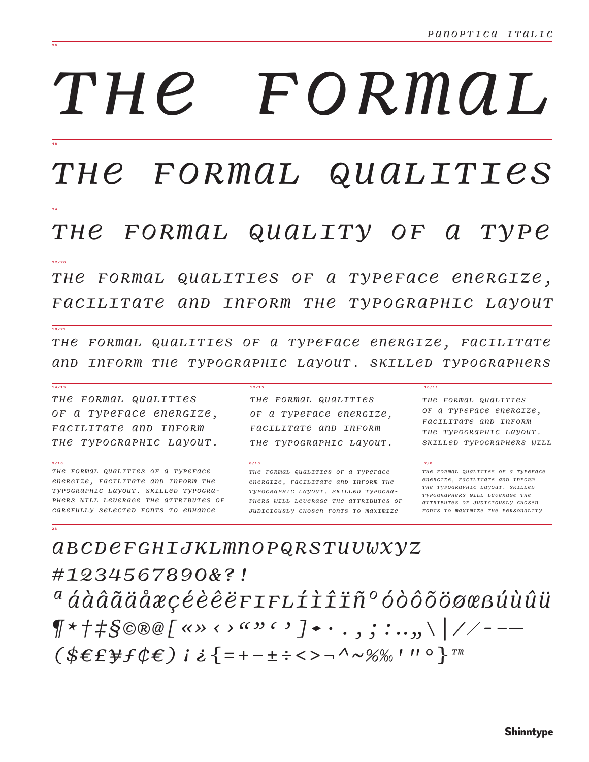# THE FORMAL

96

## THE FORMAL QUALITIES

48

### THE FORMAL QUALITY OF A TYPE

34

THE FORMAL QUALITIES OF A TYPEFACE ENERGIZE, FACILITATE AND INFORM THE TYPOGRAPHIC LAYOUT

22/26

THE FORMAL QUALITIES OF A TYPEFACE ENERGIZE, FACILITATE AND INFORM THE TYPOGRAPHIC LAYOUT. SKILLED TYPOGRAPHERS

18/21

14/15

THE FORMAL QUALITIES OF A TYPEFACE ENERGIZE, FACILITATE AND INFORM THE TYPOGRAPHIC LAYOUT.

12/15

THE FORMAL QUALITIES OF A TYPEFACE ENERGIZE, FACILITATE AND INFORM THE TYPOGRAPHIC LAYOUT.

10/11

THE FORMAL QUALITIES OF A TYPEFACE ENERGIZE, FACILITATE AND INFORM THE TYPOGRAPHIC LAYOUT. SKILLED TYPOGRAPHERS WILL

9/10

THE FORMAL QUALITIES OF A TYPEFACE ENERGIZE, FACILITATE AND INFORM THE TYPOGRAPHIC LAYOUT. SKILLED TYPOGRA-PHERS WILL LEVERAGE THE ATTRIBUTES OF CAREFULLY SELECTED FONTS TO ENHANCE

8/10

THE FORMAL QUALITIES OF A TYPEFACE ENERGIZE, FACILITATE AND INFORM THE TYPOGRAPHIC LAYOUT. SKILLED TYPOGRA-PHERS WILL LEVERAGE THE ATTRIBUTES OF JUDICIOUSLY CHOSEN FONTS TO MAXIMIZE

7/8

THE FORMAL QUALITIES OF A TYPEFACE ENERGIZE, FACILITATE AND INFORM THE TYPOGRAPHIC LAYOUT. SKILLED TYPOGRAPHERS WILL LEVERAGE THE ATTRIBUTES OF JUDICIOUSLY CHOSEN FONTS TO MAXIMIZE THE PERSONALITY

28

ABCDEFGHIJKLMNOPQRSTUVWXYZ

#1234567890&?!

ª áàâãäåæçéèêëﬁﬂíìîïñº óòôõöøœßúùûü

¶*†‡§©®@[«»‹›“”‘’]•·.,;:…„\|//-–—

($€£¥ƒ¢€) ¡¿{=+−±÷<>¬^~%‰'"°}™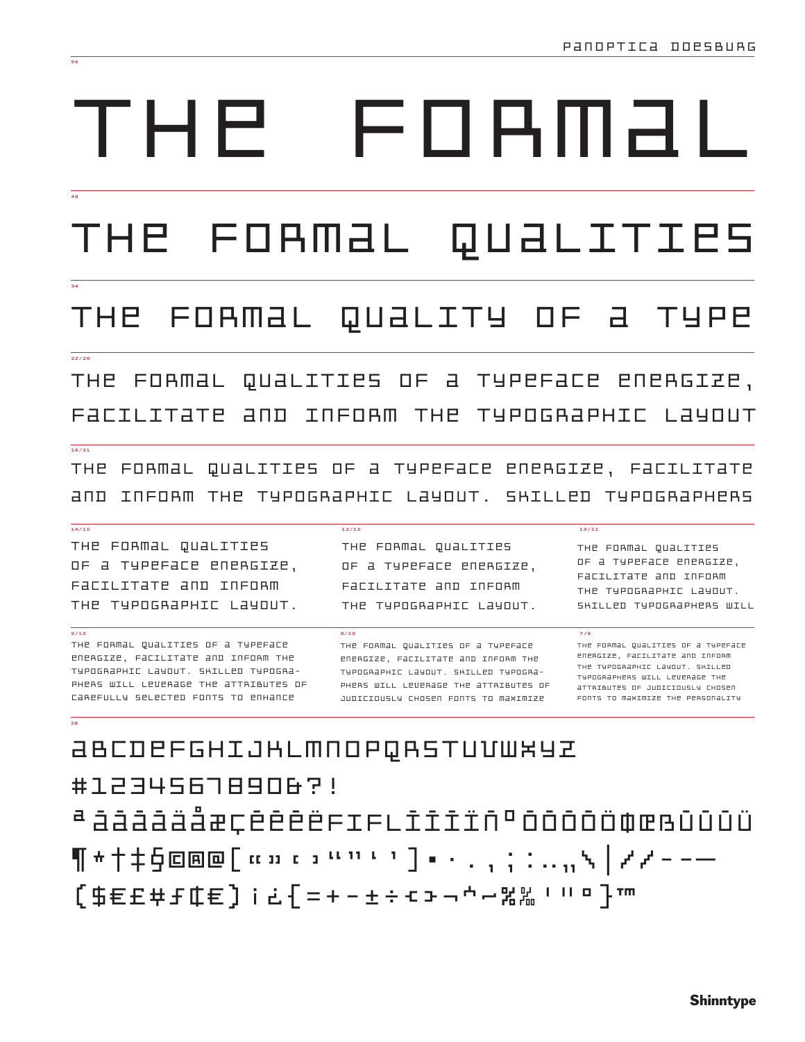96

# THE FORMAL

48

## THE FORMAL QUALITIES

34

### THE FORMAL QUALITY OF A TYPE

22/26

THE FORMAL QUALITIES OF A TYPEFACE ENERGIZE, FACILITATE AND INFORM THE TYPOGRAPHIC LAYOUT

18/21

THE FORMAL QUALITIES OF A TYPEFACE ENERGIZE, FACILITATE AND INFORM THE TYPOGRAPHIC LAYOUT. SKILLED TYPOGRAPHERS

14/15

THE FORMAL QUALITIES OF A TYPEFACE ENERGIZE, FACILITATE AND INFORM THE TYPOGRAPHIC LAYOUT.

12/15

THE FORMAL QUALITIES OF A TYPEFACE ENERGIZE, FACILITATE AND INFORM THE TYPOGRAPHIC LAYOUT.

10/11

THE FORMAL QUALITIES OF A TYPEFACE ENERGIZE, FACILITATE AND INFORM THE TYPOGRAPHIC LAYOUT. SKILLED TYPOGRAPHERS WILL

9/10

THE FORMAL QUALITIES OF A TYPEFACE ENERGIZE, FACILITATE AND INFORM THE TYPOGRAPHIC LAYOUT. SKILLED TYPOGRA-PHERS WILL LEVERAGE THE ATTRIBUTES OF CAREFULLY SELECTED FONTS TO ENHANCE

8/10

THE FORMAL QUALITIES OF A TYPEFACE ENERGIZE, FACILITATE AND INFORM THE TYPOGRAPHIC LAYOUT. SKILLED TYPOGRA-PHERS WILL LEVERAGE THE ATTRIBUTES OF JUDICIOUSLY CHOSEN FONTS TO MAXIMIZE

7/8

THE FORMAL QUALITIES OF A TYPEFACE ENERGIZE, FACILITATE AND INFORM THE TYPOGRAPHIC LAYOUT. SKILLED TYPOGRAPHERS WILL LEVERAGE THE ATTRIBUTES OF JUDICIOUSLY CHOSEN FONTS TO MAXIMIZE THE PERSONALITY

28

ABCDEFGHIJKLMNOPQRSTUVWXYZ

#1234567890&?!

ª ÀÁÂÃÄÅÆÇÈÉÊËFIFLÌÍÎÏÑº ÒÓÔÕÖØŒßÙÚÛÜ

¶*†‡§©®@[«»‹›“”‘’]•·.,;:…„‚|//-–—

($€£#ƒ¢€) ¡¿{=+-±÷‹›¬^~%‰'"°}™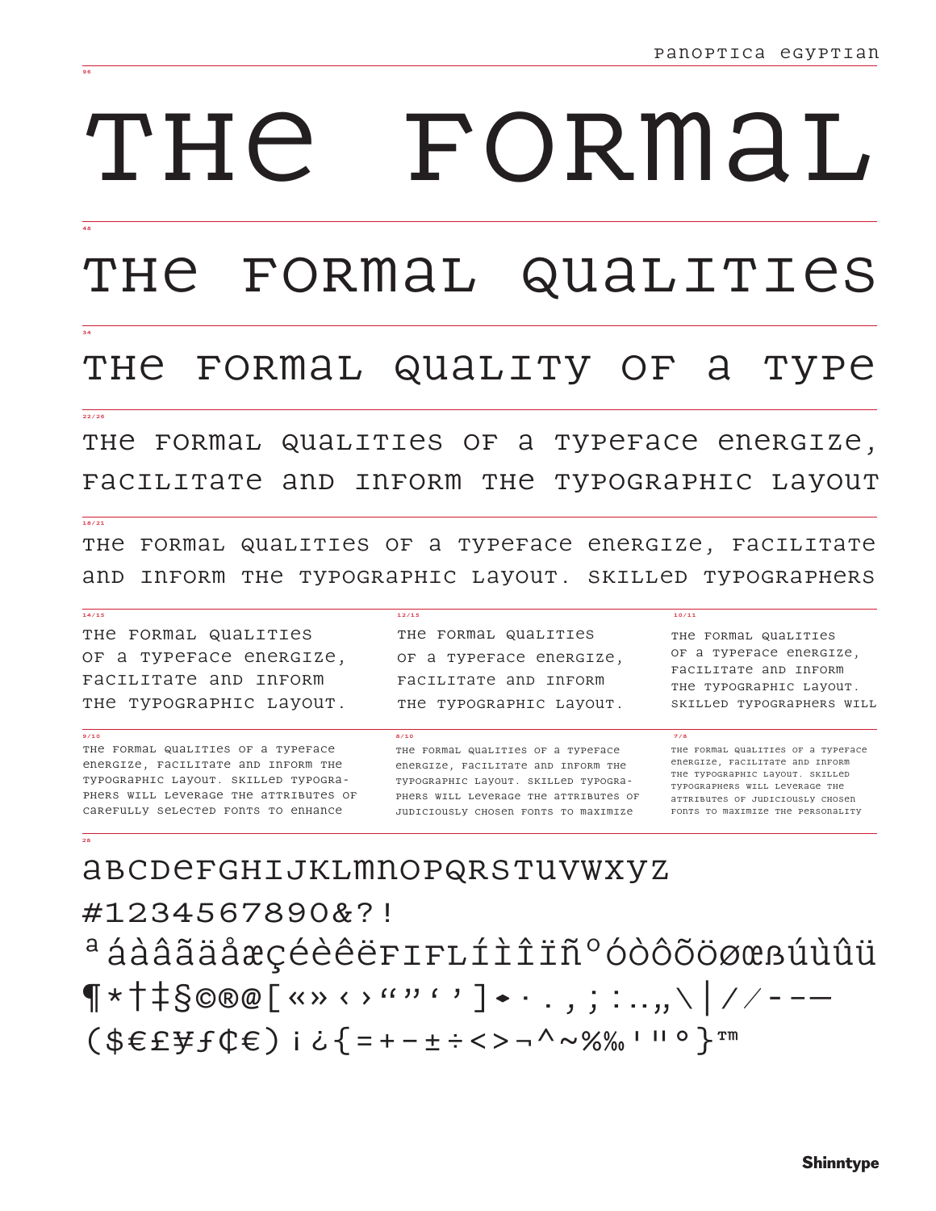Panoptica Egyptian

96

# THE FORMAL

48

## THE FORMAL QUALITIES

34

### THE FORMAL QUALITY OF A TYPE

22/26

THE FORMAL QUALITIES OF A TYPEFACE ENERGIZE, FACILITATE AND INFORM THE TYPOGRAPHIC LAYOUT

18/21

THE FORMAL QUALITIES OF A TYPEFACE ENERGIZE, FACILITATE AND INFORM THE TYPOGRAPHIC LAYOUT. SKILLED TYPOGRAPHERS

14/15

THE FORMAL QUALITIES OF A TYPEFACE ENERGIZE, FACILITATE AND INFORM THE TYPOGRAPHIC LAYOUT.

12/15

THE FORMAL QUALITIES OF A TYPEFACE ENERGIZE, FACILITATE AND INFORM THE TYPOGRAPHIC LAYOUT.

10/11

THE FORMAL QUALITIES OF A TYPEFACE ENERGIZE, FACILITATE AND INFORM THE TYPOGRAPHIC LAYOUT. SKILLED TYPOGRAPHERS WILL

9/10

THE FORMAL QUALITIES OF A TYPEFACE ENERGIZE, FACILITATE AND INFORM THE TYPOGRAPHIC LAYOUT. SKILLED TYPOGRA-PHERS WILL LEVERAGE THE ATTRIBUTES OF CAREFULLY SELECTED FONTS TO ENHANCE

8/10

THE FORMAL QUALITIES OF A TYPEFACE ENERGIZE, FACILITATE AND INFORM THE TYPOGRAPHIC LAYOUT. SKILLED TYPOGRA-PHERS WILL LEVERAGE THE ATTRIBUTES OF JUDICIOUSLY CHOSEN FONTS TO MAXIMIZE

7/8

THE FORMAL QUALITIES OF A TYPEFACE ENERGIZE, FACILITATE AND INFORM THE TYPOGRAPHIC LAYOUT. SKILLED TYPOGRAPHERS WILL LEVERAGE THE ATTRIBUTES OF JUDICIOUSLY CHOSEN FONTS TO MAXIMIZE THE PERSONALITY

28

ABCDEFGHIJKLMNOPQRSTUVWXYZ

#1234567890&?!

ª áàâãäåæçéèêëFIFLíìîïñº óòôõöøœßúùûü

¶*†‡§©®@[«»‹›“”‘’]•·.,;:…„\|//-–—

($€£¥ƒ¢€)¡¿{=+−±÷<>¬^~%‰'"°}™

Shinntype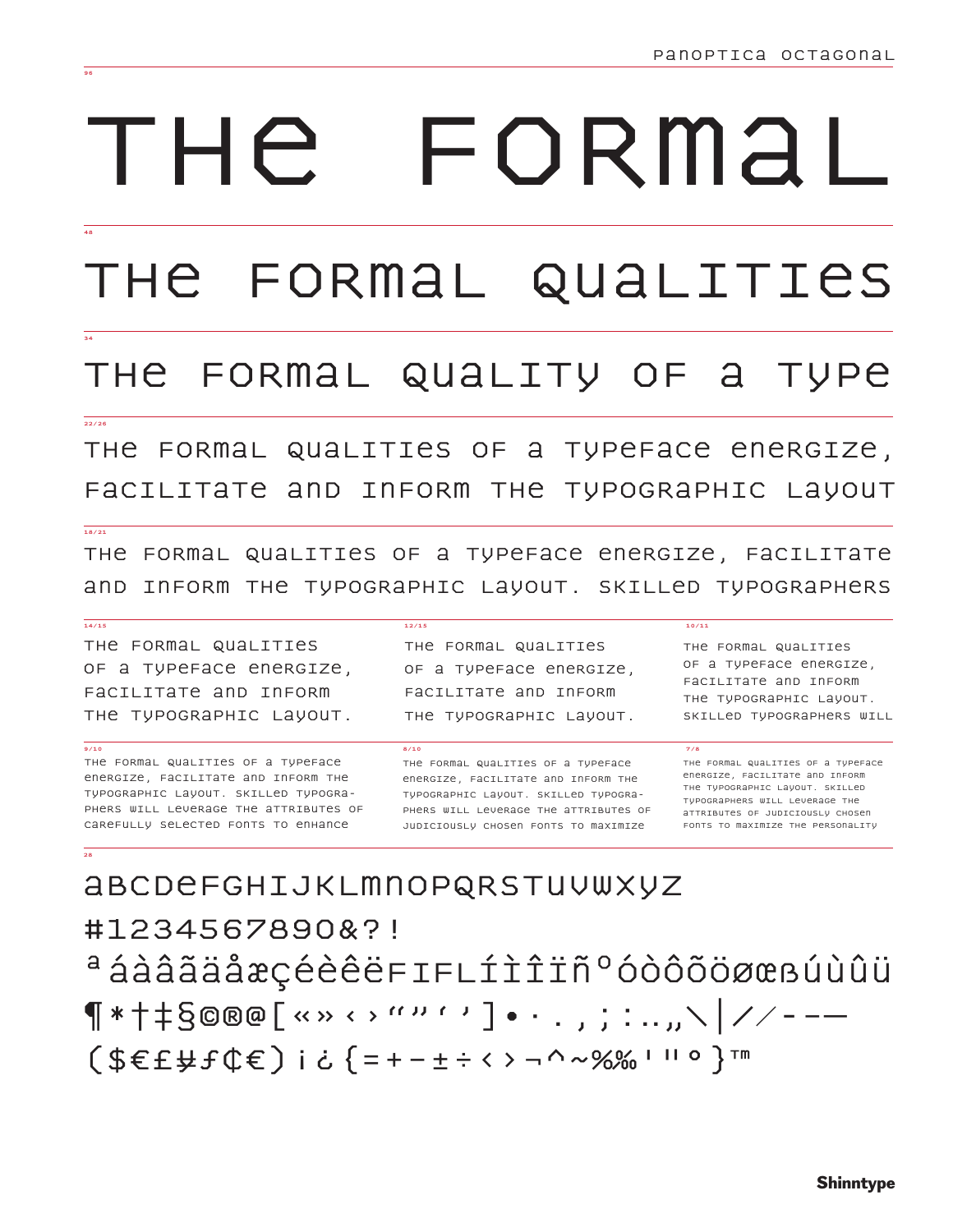Panoptica Octagonal

96

# THE FORMAL

48

## THE FORMAL QUALITIES

34

### THE FORMAL QUALITY OF A TYPE

22/26

THE FORMAL QUALITIES OF A TYPEFACE ENERGIZE, FACILITATE AND INFORM THE TYPOGRAPHIC LAYOUT

18/21

THE FORMAL QUALITIES OF A TYPEFACE ENERGIZE, FACILITATE AND INFORM THE TYPOGRAPHIC LAYOUT. SKILLED TYPOGRAPHERS

14/15

THE FORMAL QUALITIES OF A TYPEFACE ENERGIZE, FACILITATE AND INFORM THE TYPOGRAPHIC LAYOUT.

12/15

THE FORMAL QUALITIES OF A TYPEFACE ENERGIZE, FACILITATE AND INFORM THE TYPOGRAPHIC LAYOUT.

10/11

THE FORMAL QUALITIES OF A TYPEFACE ENERGIZE, FACILITATE AND INFORM THE TYPOGRAPHIC LAYOUT. SKILLED TYPOGRAPHERS WILL

9/10

THE FORMAL QUALITIES OF A TYPEFACE ENERGIZE, FACILITATE AND INFORM THE TYPOGRAPHIC LAYOUT. SKILLED TYPOGRA-PHERS WILL LEVERAGE THE ATTRIBUTES OF CAREFULLY SELECTED FONTS TO ENHANCE

8/10

THE FORMAL QUALITIES OF A TYPEFACE ENERGIZE, FACILITATE AND INFORM THE TYPOGRAPHIC LAYOUT. SKILLED TYPOGRA-PHERS WILL LEVERAGE THE ATTRIBUTES OF JUDICIOUSLY CHOSEN FONTS TO MAXIMIZE

7/8

THE FORMAL QUALITIES OF A TYPEFACE ENERGIZE, FACILITATE AND INFORM THE TYPOGRAPHIC LAYOUT. SKILLED TYPOGRAPHERS WILL LEVERAGE THE ATTRIBUTES OF JUDICIOUSLY CHOSEN FONTS TO MAXIMIZE THE PERSONALITY

28

ABCDEFGHIJKLMNOPQRSTUVWXYZ

#1234567890&?!

ª áàâãäåæçéèêëFIFLíìîïñºóòôõöøœßúùûü

¶*†‡§©®@[«»‹›“”‘’]•·.,;:…„\|//-–—

($€£¥ƒ¢€)¡¿{=+−±÷<>¬^~%‰'"°}™

Shinntype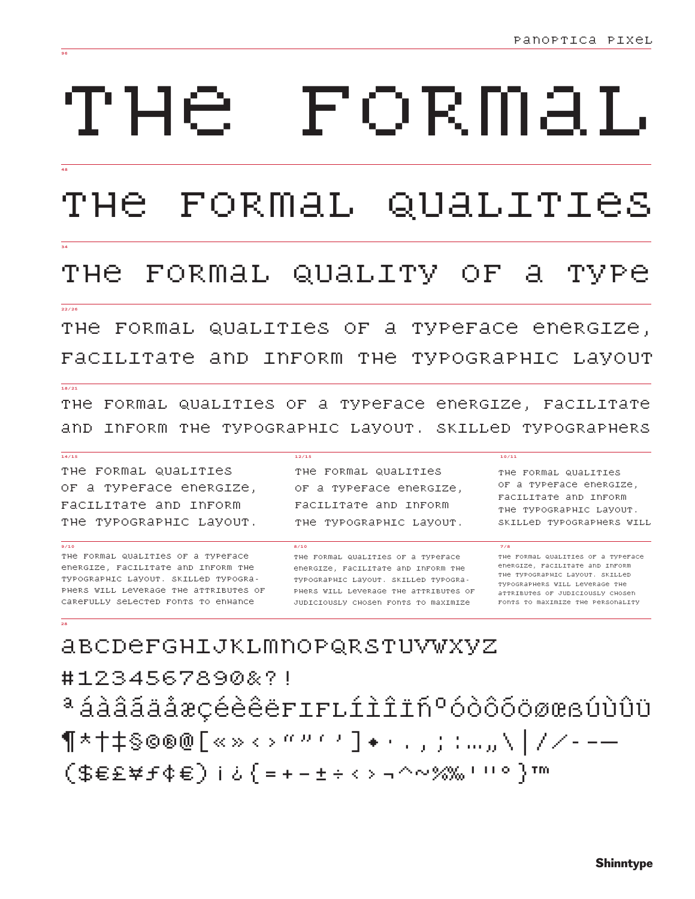96

# THE FORMAL

48

## THE FORMAL QUALITIES

34

## THE FORMAL QUALITY OF A TYPE

22/26

THE FORMAL QUALITIES OF A TYPEFACE ENERGIZE, FACILITATE AND INFORM THE TYPOGRAPHIC LAYOUT

18/21

THE FORMAL QUALITIES OF A TYPEFACE ENERGIZE, FACILITATE AND INFORM THE TYPOGRAPHIC LAYOUT. SKILLED TYPOGRAPHERS

14/15

THE FORMAL QUALITIES OF A TYPEFACE ENERGIZE, FACILITATE AND INFORM THE TYPOGRAPHIC LAYOUT.

12/15

THE FORMAL QUALITIES OF A TYPEFACE ENERGIZE, FACILITATE AND INFORM THE TYPOGRAPHIC LAYOUT.

10/11

THE FORMAL QUALITIES OF A TYPEFACE ENERGIZE, FACILITATE AND INFORM THE TYPOGRAPHIC LAYOUT. SKILLED TYPOGRAPHERS WILL

9/10

THE FORMAL QUALITIES OF A TYPEFACE ENERGIZE, FACILITATE AND INFORM THE TYPOGRAPHIC LAYOUT. SKILLED TYPOGRA-PHERS WILL LEVERAGE THE ATTRIBUTES OF CAREFULLY SELECTED FONTS TO ENHANCE

8/10

THE FORMAL QUALITIES OF A TYPEFACE ENERGIZE, FACILITATE AND INFORM THE TYPOGRAPHIC LAYOUT. SKILLED TYPOGRA-PHERS WILL LEVERAGE THE ATTRIBUTES OF JUDICIOUSLY CHOSEN FONTS TO MAXIMIZE

7/8

THE FORMAL QUALITIES OF A TYPEFACE ENERGIZE, FACILITATE AND INFORM THE TYPOGRAPHIC LAYOUT. SKILLED TYPOGRAPHERS WILL LEVERAGE THE ATTRIBUTES OF JUDICIOUSLY CHOSEN FONTS TO MAXIMIZE THE PERSONALITY

28

ABCDEFGHIJKLMNOPQRSTUVWXYZ

#1234567890&?!

ª áàâãäåæçéèêëﬁﬂíìîïñº óòôõöøœßúùûü

¶*†‡§©®@[«»‹›“”‘’]•·.,;:…„\|/⁄-–—

($€£¥ƒ¢€)¡¿{=+−±÷<>¬^~%‰'"°}™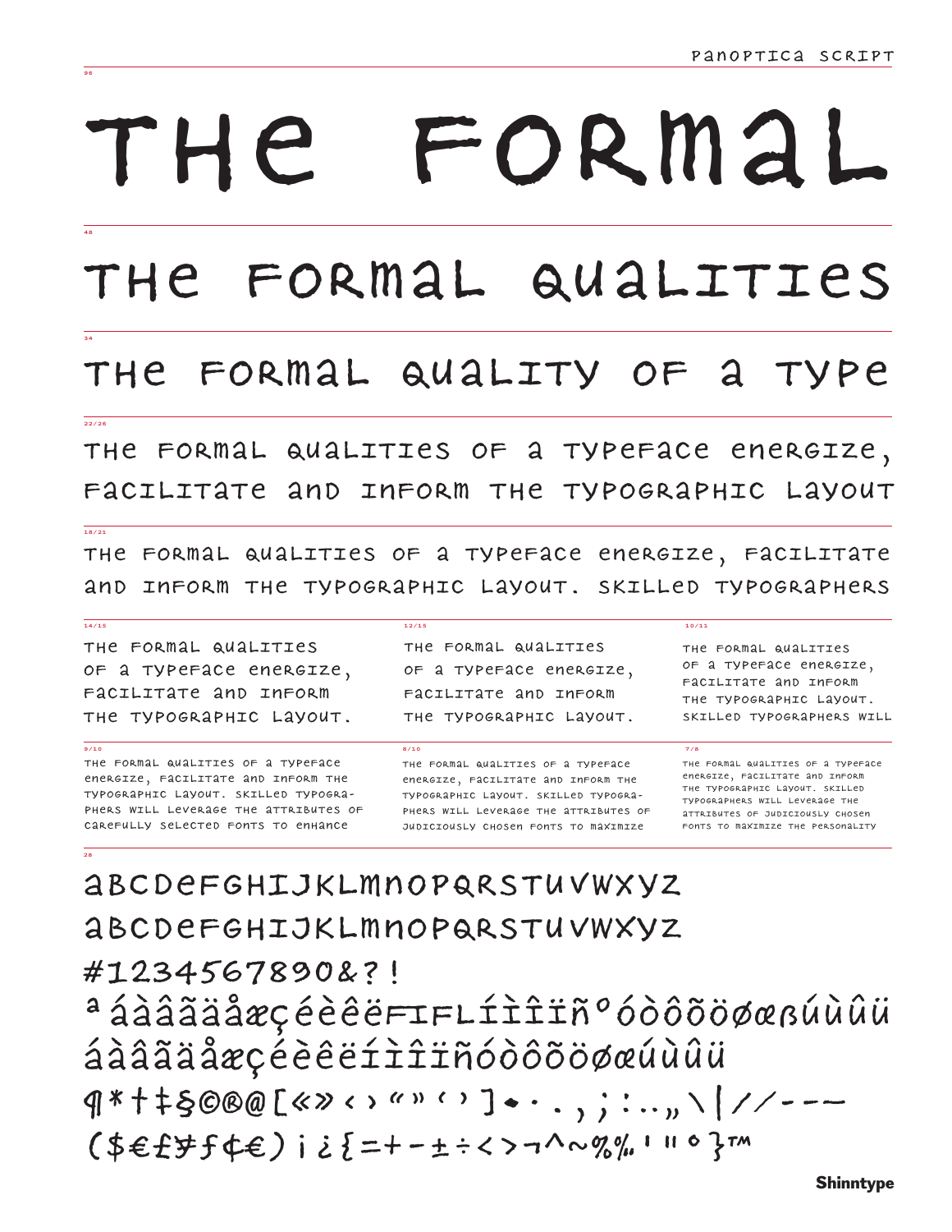96

# THE FORMAL

48

## THE FORMAL QUALITIES

34

## THE FORMAL QUALITY OF A TYPE

22/26

THE FORMAL QUALITIES OF A TYPEFACE ENERGIZE, FACILITATE AND INFORM THE TYPOGRAPHIC LAYOUT

18/21

THE FORMAL QUALITIES OF A TYPEFACE ENERGIZE, FACILITATE AND INFORM THE TYPOGRAPHIC LAYOUT. SKILLED TYPOGRAPHERS

14/15

THE FORMAL QUALITIES OF A TYPEFACE ENERGIZE, FACILITATE AND INFORM THE TYPOGRAPHIC LAYOUT.

12/15

THE FORMAL QUALITIES OF A TYPEFACE ENERGIZE, FACILITATE AND INFORM THE TYPOGRAPHIC LAYOUT.

10/11

THE FORMAL QUALITIES OF A TYPEFACE ENERGIZE, FACILITATE AND INFORM THE TYPOGRAPHIC LAYOUT. SKILLED TYPOGRAPHERS WILL

9/10

THE FORMAL QUALITIES OF A TYPEFACE ENERGIZE, FACILITATE AND INFORM THE TYPOGRAPHIC LAYOUT. SKILLED TYPOGRAPHERS WILL LEVERAGE THE ATTRIBUTES OF CAREFULLY SELECTED FONTS TO ENHANCE

8/10

THE FORMAL QUALITIES OF A TYPEFACE ENERGIZE, FACILITATE AND INFORM THE TYPOGRAPHIC LAYOUT. SKILLED TYPOGRAPHERS WILL LEVERAGE THE ATTRIBUTES OF JUDICIOUSLY CHOSEN FONTS TO MAXIMIZE

7/8

THE FORMAL QUALITIES OF A TYPEFACE ENERGIZE, FACILITATE AND INFORM THE TYPOGRAPHIC LAYOUT. SKILLED TYPOGRAPHERS WILL LEVERAGE THE ATTRIBUTES OF JUDICIOUSLY CHOSEN FONTS TO MAXIMIZE THE PERSONALITY

28

ABCDEFGHIJKLMNOPQRSTUVWXYZ

abcdefghijklmnopqrstuvwxyz

#1234567890&?!

ª ÁÀÂÃÄÅÆÇÉÈÊËFIFLÍÌÎÏÑºÓÒÔÕÖØŒßÚÙÛÜ

áàâãäåæçéèêëíìîïñóòôõöøœúùûü

¶*†‡§©®@[«»‹›“”‘’]•·.,;:…„\|//-–—

($€£¥ƒ¢€)¡¿{=+−±÷<>¬^~%‰'"°}™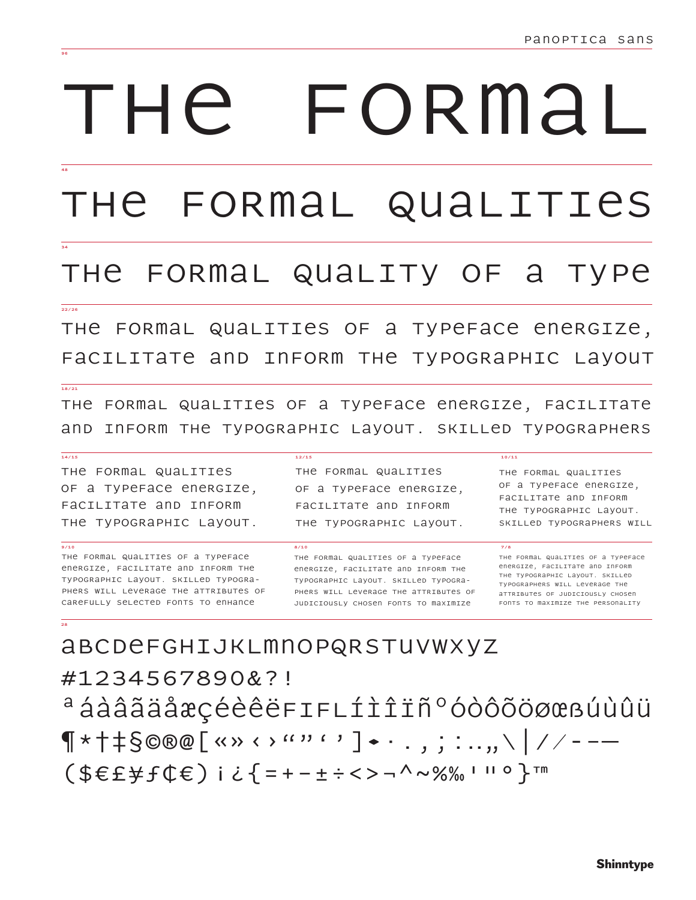96

# THE FORMAL

48

## THE FORMAL QUALITIES

34

### THE FORMAL QUALITY OF A TYPE

22/26

THE FORMAL QUALITIES OF A TYPEFACE ENERGIZE, FACILITATE AND INFORM THE TYPOGRAPHIC LAYOUT

18/21

THE FORMAL QUALITIES OF A TYPEFACE ENERGIZE, FACILITATE AND INFORM THE TYPOGRAPHIC LAYOUT. SKILLED TYPOGRAPHERS

14/15

THE FORMAL QUALITIES OF A TYPEFACE ENERGIZE, FACILITATE AND INFORM THE TYPOGRAPHIC LAYOUT.

12/15

THE FORMAL QUALITIES OF A TYPEFACE ENERGIZE, FACILITATE AND INFORM THE TYPOGRAPHIC LAYOUT.

10/11

THE FORMAL QUALITIES OF A TYPEFACE ENERGIZE, FACILITATE AND INFORM THE TYPOGRAPHIC LAYOUT. SKILLED TYPOGRAPHERS WILL

9/10

THE FORMAL QUALITIES OF A TYPEFACE ENERGIZE, FACILITATE AND INFORM THE TYPOGRAPHIC LAYOUT. SKILLED TYPOGRA-PHERS WILL LEVERAGE THE ATTRIBUTES OF CAREFULLY SELECTED FONTS TO ENHANCE

8/10

THE FORMAL QUALITIES OF A TYPEFACE ENERGIZE, FACILITATE AND INFORM THE TYPOGRAPHIC LAYOUT. SKILLED TYPOGRA-PHERS WILL LEVERAGE THE ATTRIBUTES OF JUDICIOUSLY CHOSEN FONTS TO MAXIMIZE

7/8

THE FORMAL QUALITIES OF A TYPEFACE ENERGIZE, FACILITATE AND INFORM THE TYPOGRAPHIC LAYOUT. SKILLED TYPOGRAPHERS WILL LEVERAGE THE ATTRIBUTES OF JUDICIOUSLY CHOSEN FONTS TO MAXIMIZE THE PERSONALITY

28

ABCDEFGHIJKLMNOPQRSTUVWXYZ

#1234567890&?!

ª áàâãäåæçéèêëFIFLíìîïñº óòôõöøœßúùûü

¶*†‡§©®@[«»‹›“”‘’]◆·.,;:…„\|/⁄-–—

($€£¥ƒ₵€) ¡¿{=+−±÷<>¬^~%‰'"°}™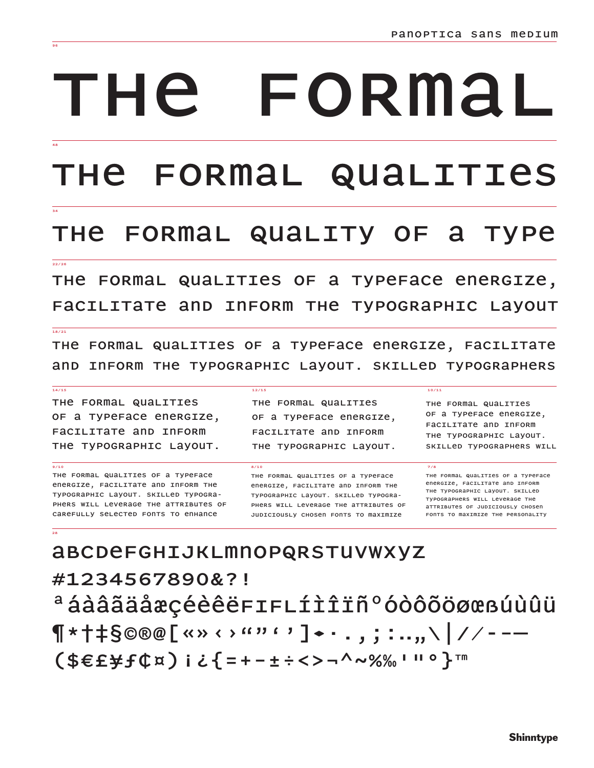96

# THE FORMAL

48

## THE FORMAL QUALITIES

34

### THE FORMAL QUALITY OF A TYPE

22/26

THE FORMAL QUALITIES OF A TYPEFACE ENERGIZE, FACILITATE AND INFORM THE TYPOGRAPHIC LAYOUT

18/21

THE FORMAL QUALITIES OF A TYPEFACE ENERGIZE, FACILITATE AND INFORM THE TYPOGRAPHIC LAYOUT. SKILLED TYPOGRAPHERS

14/15

THE FORMAL QUALITIES OF A TYPEFACE ENERGIZE, FACILITATE AND INFORM THE TYPOGRAPHIC LAYOUT.

12/15

THE FORMAL QUALITIES OF A TYPEFACE ENERGIZE, FACILITATE AND INFORM THE TYPOGRAPHIC LAYOUT.

10/11

THE FORMAL QUALITIES OF A TYPEFACE ENERGIZE, FACILITATE AND INFORM THE TYPOGRAPHIC LAYOUT. SKILLED TYPOGRAPHERS WILL

9/10

THE FORMAL QUALITIES OF A TYPEFACE ENERGIZE, FACILITATE AND INFORM THE TYPOGRAPHIC LAYOUT. SKILLED TYPOGRA-PHERS WILL LEVERAGE THE ATTRIBUTES OF CAREFULLY SELECTED FONTS TO ENHANCE

8/10

THE FORMAL QUALITIES OF A TYPEFACE ENERGIZE, FACILITATE AND INFORM THE TYPOGRAPHIC LAYOUT. SKILLED TYPOGRA-PHERS WILL LEVERAGE THE ATTRIBUTES OF JUDICIOUSLY CHOSEN FONTS TO MAXIMIZE

7/8

THE FORMAL QUALITIES OF A TYPEFACE ENERGIZE, FACILITATE AND INFORM THE TYPOGRAPHIC LAYOUT. SKILLED TYPOGRAPHERS WILL LEVERAGE THE ATTRIBUTES OF JUDICIOUSLY CHOSEN FONTS TO MAXIMIZE THE PERSONALITY

28

ABCDEFGHIJKLMNOPQRSTUVWXYZ

#1234567890&?!

ªáàâãäåæçéèêëFIFLíìîïñºóòôõöøœßúùûü

¶*†‡§©®@[«»‹›“”‘’]◆·.,;:…„\|//-–—

($€£¥ƒ¢¤)¡¿{=+−±÷<>¬^~%‰'"°}™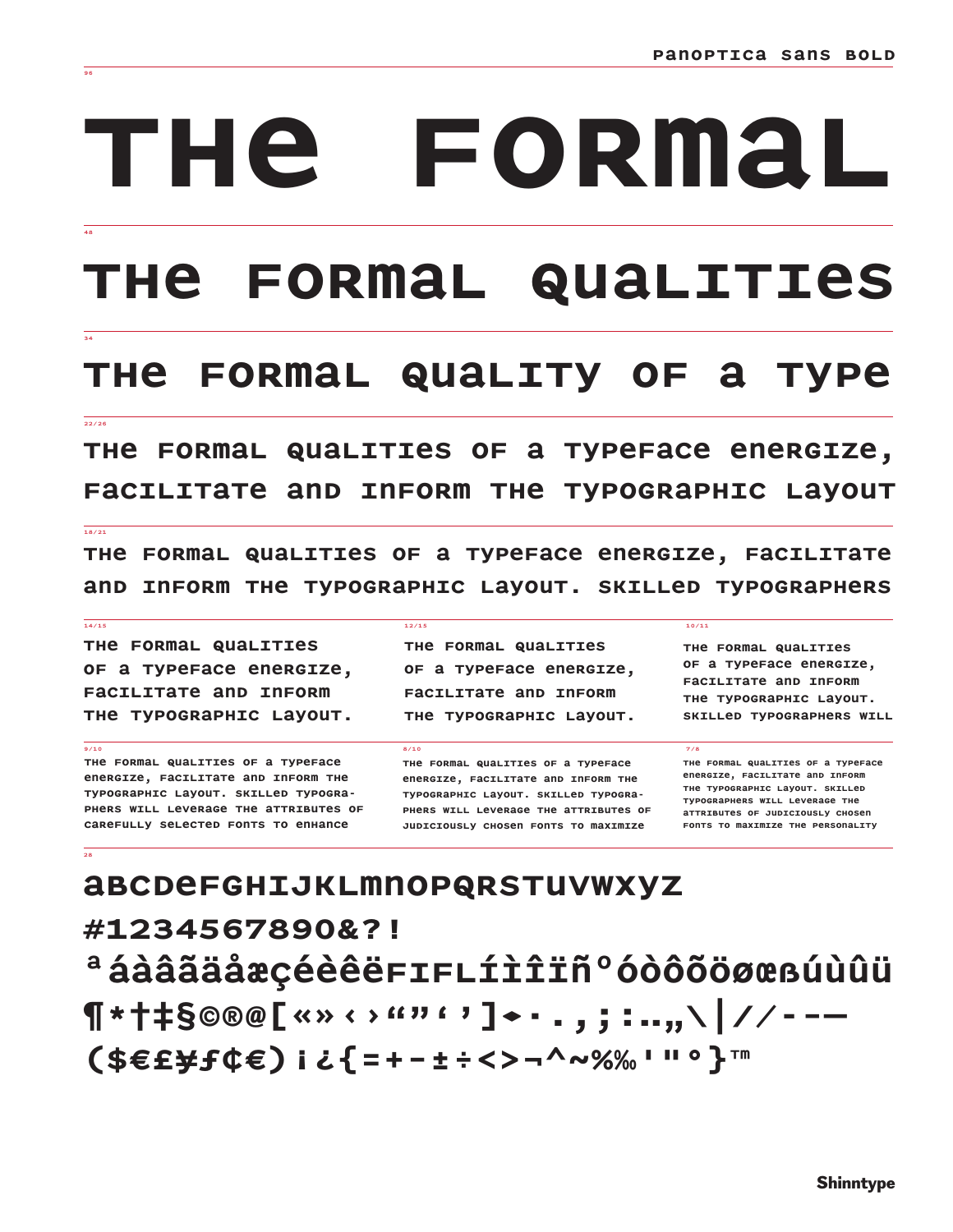PANOPTICA SANS BOLD

96

# THE FORMAL

48

# THE FORMAL QUALITIES

34

## THE FORMAL QUALITY OF A TYPE

22/26

THE FORMAL QUALITIES OF A TYPEFACE ENERGIZE, FACILITATE AND INFORM THE TYPOGRAPHIC LAYOUT

18/21

THE FORMAL QUALITIES OF A TYPEFACE ENERGIZE, FACILITATE AND INFORM THE TYPOGRAPHIC LAYOUT. SKILLED TYPOGRAPHERS

14/15

THE FORMAL QUALITIES OF A TYPEFACE ENERGIZE, FACILITATE AND INFORM THE TYPOGRAPHIC LAYOUT.

12/15

THE FORMAL QUALITIES OF A TYPEFACE ENERGIZE, FACILITATE AND INFORM THE TYPOGRAPHIC LAYOUT.

10/11

THE FORMAL QUALITIES OF A TYPEFACE ENERGIZE, FACILITATE AND INFORM THE TYPOGRAPHIC LAYOUT. SKILLED TYPOGRAPHERS WILL

9/10

THE FORMAL QUALITIES OF A TYPEFACE ENERGIZE, FACILITATE AND INFORM THE TYPOGRAPHIC LAYOUT. SKILLED TYPOGRAPHERS WILL LEVERAGE THE ATTRIBUTES OF CAREFULLY SELECTED FONTS TO ENHANCE

8/10

THE FORMAL QUALITIES OF A TYPEFACE ENERGIZE, FACILITATE AND INFORM THE TYPOGRAPHIC LAYOUT. SKILLED TYPOGRAPHERS WILL LEVERAGE THE ATTRIBUTES OF JUDICIOUSLY CHOSEN FONTS TO MAXIMIZE

7/8

THE FORMAL QUALITIES OF A TYPEFACE ENERGIZE, FACILITATE AND INFORM THE TYPOGRAPHIC LAYOUT. SKILLED TYPOGRAPHERS WILL LEVERAGE THE ATTRIBUTES OF JUDICIOUSLY CHOSEN FONTS TO MAXIMIZE THE PERSONALITY

28

ABCDEFGHIJKLMNOPQRSTUVWXYZ

#1234567890&?!

ª áàâãäåæçéèêëFIFLíìîïñº óòôõöøœßúùûü

¶*†‡§©®@[«»‹›“”‘’]◆·.,;:…„\|//-–—

($€£¥ƒ¢€)¡¿{=+−±÷<>¬^~%‰'"°}™

Shinntype